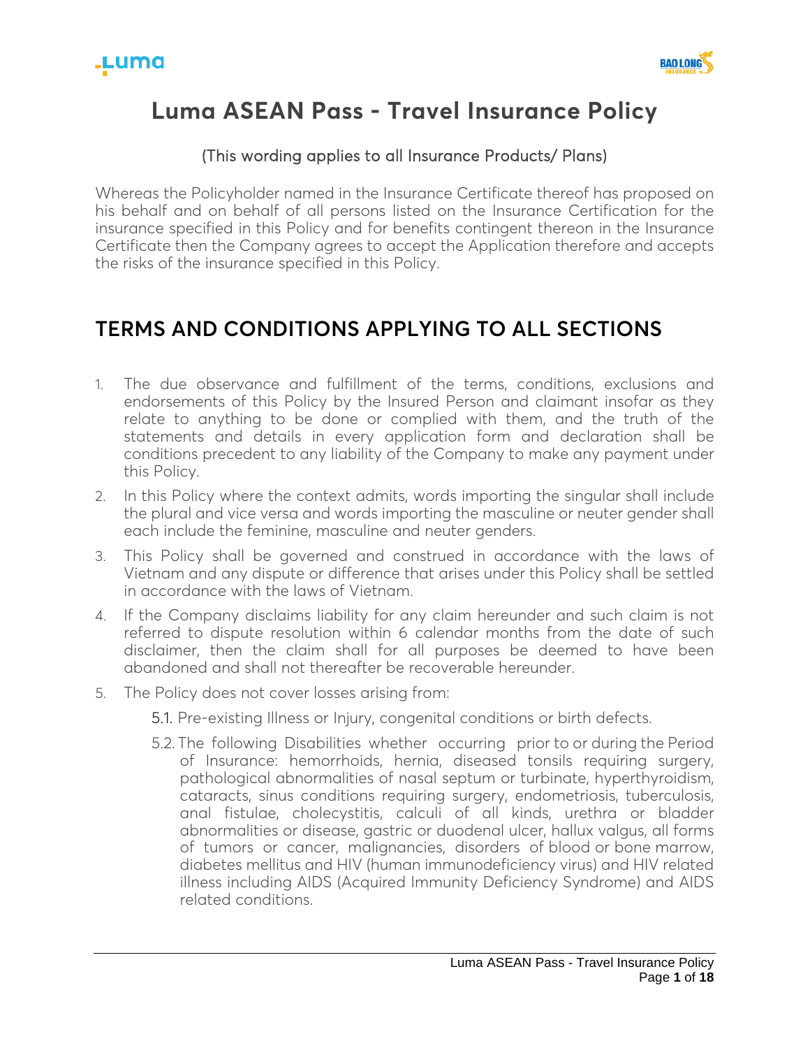# Luma ASEAN Pass - Travel Insurance Policy

(This wording applies to all Insurance Products/ Plans)

Whereas the Policyholder named in the Insurance Certificate thereof has proposed on his behalf and on behalf of all persons listed on the Insurance Certification for the insurance specified in this Policy and for benefits contingent thereon in the Insurance Certificate then the Company agrees to accept the Application therefore and accepts the risks of the insurance specified in this Policy.

## TERMS AND CONDITIONS APPLYING TO ALL SECTIONS

1. The due observance and fulfillment of the terms, conditions, exclusions and endorsements of this Policy by the Insured Person and claimant insofar as they relate to anything to be done or complied with them, and the truth of the statements and details in every application form and declaration shall be conditions precedent to any liability of the Company to make any payment under this Policy.
2. In this Policy where the context admits, words importing the singular shall include the plural and vice versa and words importing the masculine or neuter gender shall each include the feminine, masculine and neuter genders.
3. This Policy shall be governed and construed in accordance with the laws of Vietnam and any dispute or difference that arises under this Policy shall be settled in accordance with the laws of Vietnam.
4. If the Company disclaims liability for any claim hereunder and such claim is not referred to dispute resolution within 6 calendar months from the date of such disclaimer, then the claim shall for all purposes be deemed to have been abandoned and shall not thereafter be recoverable hereunder.
5. The Policy does not cover losses arising from:

   5.1. Pre-existing Illness or Injury, congenital conditions or birth defects.

   5.2. The following Disabilities whether occurring prior to or during the Period of Insurance: hemorrhoids, hernia, diseased tonsils requiring surgery, pathological abnormalities of nasal septum or turbinate, hyperthyroidism, cataracts, sinus conditions requiring surgery, endometriosis, tuberculosis, anal fistulae, cholecystitis, calculi of all kinds, urethra or bladder abnormalities or disease, gastric or duodenal ulcer, hallux valgus, all forms of tumors or cancer, malignancies, disorders of blood or bone marrow, diabetes mellitus and HIV (human immunodeficiency virus) and HIV related illness including AIDS (Acquired Immunity Deficiency Syndrome) and AIDS related conditions.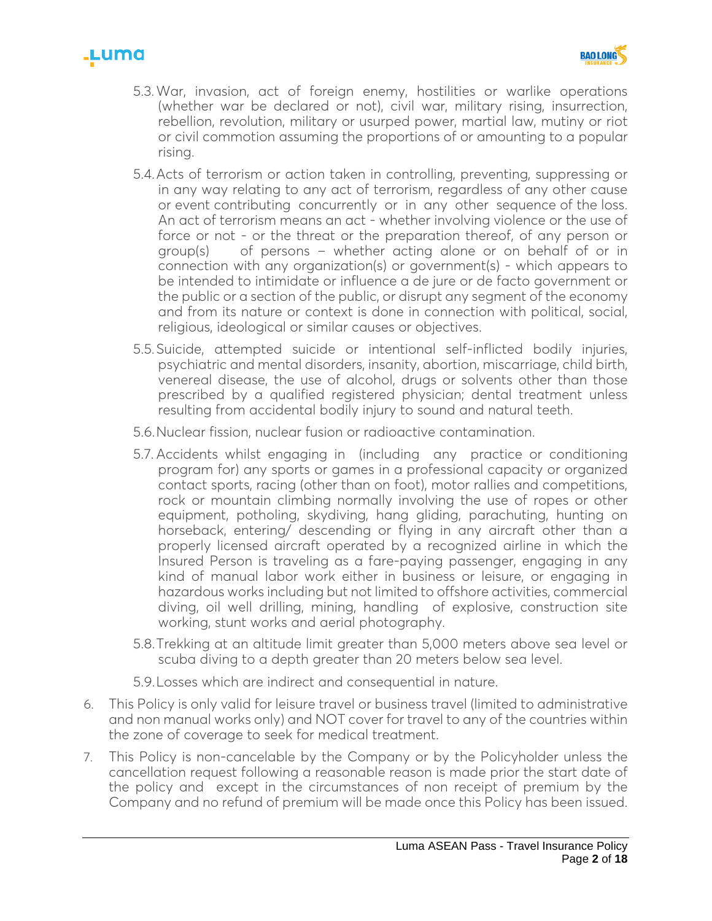5.3. War, invasion, act of foreign enemy, hostilities or warlike operations (whether war be declared or not), civil war, military rising, insurrection, rebellion, revolution, military or usurped power, martial law, mutiny or riot or civil commotion assuming the proportions of or amounting to a popular rising.

5.4. Acts of terrorism or action taken in controlling, preventing, suppressing or in any way relating to any act of terrorism, regardless of any other cause or event contributing concurrently or in any other sequence of the loss. An act of terrorism means an act - whether involving violence or the use of force or not - or the threat or the preparation thereof, of any person or group(s) of persons – whether acting alone or on behalf of or in connection with any organization(s) or government(s) - which appears to be intended to intimidate or influence a de jure or de facto government or the public or a section of the public, or disrupt any segment of the economy and from its nature or context is done in connection with political, social, religious, ideological or similar causes or objectives.

5.5. Suicide, attempted suicide or intentional self-inflicted bodily injuries, psychiatric and mental disorders, insanity, abortion, miscarriage, child birth, venereal disease, the use of alcohol, drugs or solvents other than those prescribed by a qualified registered physician; dental treatment unless resulting from accidental bodily injury to sound and natural teeth.

5.6. Nuclear fission, nuclear fusion or radioactive contamination.

5.7. Accidents whilst engaging in (including any practice or conditioning program for) any sports or games in a professional capacity or organized contact sports, racing (other than on foot), motor rallies and competitions, rock or mountain climbing normally involving the use of ropes or other equipment, potholing, skydiving, hang gliding, parachuting, hunting on horseback, entering/ descending or flying in any aircraft other than a properly licensed aircraft operated by a recognized airline in which the Insured Person is traveling as a fare-paying passenger, engaging in any kind of manual labor work either in business or leisure, or engaging in hazardous works including but not limited to offshore activities, commercial diving, oil well drilling, mining, handling of explosive, construction site working, stunt works and aerial photography.

5.8. Trekking at an altitude limit greater than 5,000 meters above sea level or scuba diving to a depth greater than 20 meters below sea level.

5.9. Losses which are indirect and consequential in nature.

6. This Policy is only valid for leisure travel or business travel (limited to administrative and non manual works only) and NOT cover for travel to any of the countries within the zone of coverage to seek for medical treatment.

7. This Policy is non-cancelable by the Company or by the Policyholder unless the cancellation request following a reasonable reason is made prior the start date of the policy and except in the circumstances of non receipt of premium by the Company and no refund of premium will be made once this Policy has been issued.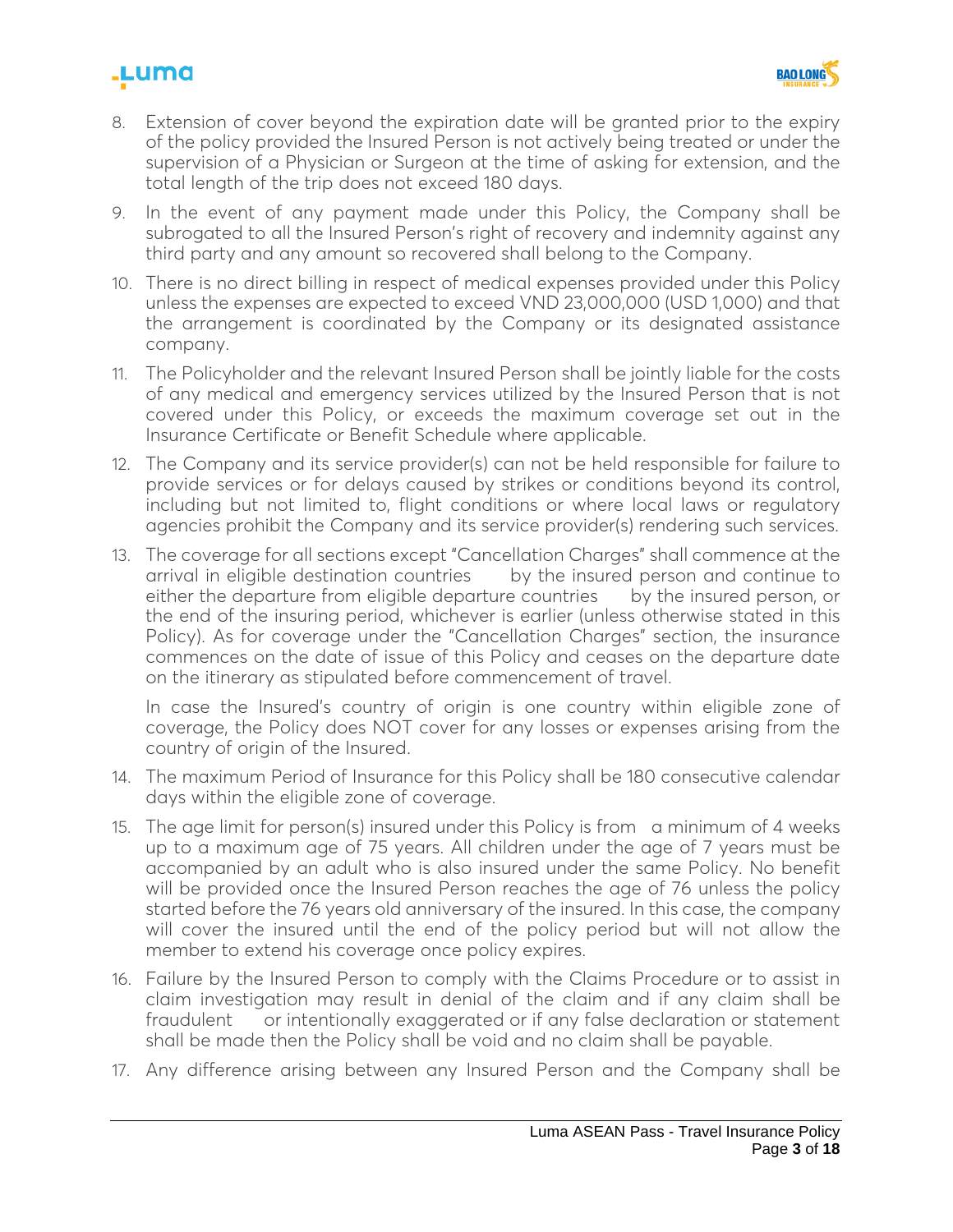8. Extension of cover beyond the expiration date will be granted prior to the expiry of the policy provided the Insured Person is not actively being treated or under the supervision of a Physician or Surgeon at the time of asking for extension, and the total length of the trip does not exceed 180 days.
9. In the event of any payment made under this Policy, the Company shall be subrogated to all the Insured Person's right of recovery and indemnity against any third party and any amount so recovered shall belong to the Company.
10. There is no direct billing in respect of medical expenses provided under this Policy unless the expenses are expected to exceed VND 23,000,000 (USD 1,000) and that the arrangement is coordinated by the Company or its designated assistance company.
11. The Policyholder and the relevant Insured Person shall be jointly liable for the costs of any medical and emergency services utilized by the Insured Person that is not covered under this Policy, or exceeds the maximum coverage set out in the Insurance Certificate or Benefit Schedule where applicable.
12. The Company and its service provider(s) can not be held responsible for failure to provide services or for delays caused by strikes or conditions beyond its control, including but not limited to, flight conditions or where local laws or regulatory agencies prohibit the Company and its service provider(s) rendering such services.
13. The coverage for all sections except "Cancellation Charges" shall commence at the arrival in eligible destination countries by the insured person and continue to either the departure from eligible departure countries by the insured person, or the end of the insuring period, whichever is earlier (unless otherwise stated in this Policy). As for coverage under the "Cancellation Charges" section, the insurance commences on the date of issue of this Policy and ceases on the departure date on the itinerary as stipulated before commencement of travel.

    In case the Insured's country of origin is one country within eligible zone of coverage, the Policy does NOT cover for any losses or expenses arising from the country of origin of the Insured.
14. The maximum Period of Insurance for this Policy shall be 180 consecutive calendar days within the eligible zone of coverage.
15. The age limit for person(s) insured under this Policy is from a minimum of 4 weeks up to a maximum age of 75 years. All children under the age of 7 years must be accompanied by an adult who is also insured under the same Policy. No benefit will be provided once the Insured Person reaches the age of 76 unless the policy started before the 76 years old anniversary of the insured. In this case, the company will cover the insured until the end of the policy period but will not allow the member to extend his coverage once policy expires.
16. Failure by the Insured Person to comply with the Claims Procedure or to assist in claim investigation may result in denial of the claim and if any claim shall be fraudulent or intentionally exaggerated or if any false declaration or statement shall be made then the Policy shall be void and no claim shall be payable.
17. Any difference arising between any Insured Person and the Company shall be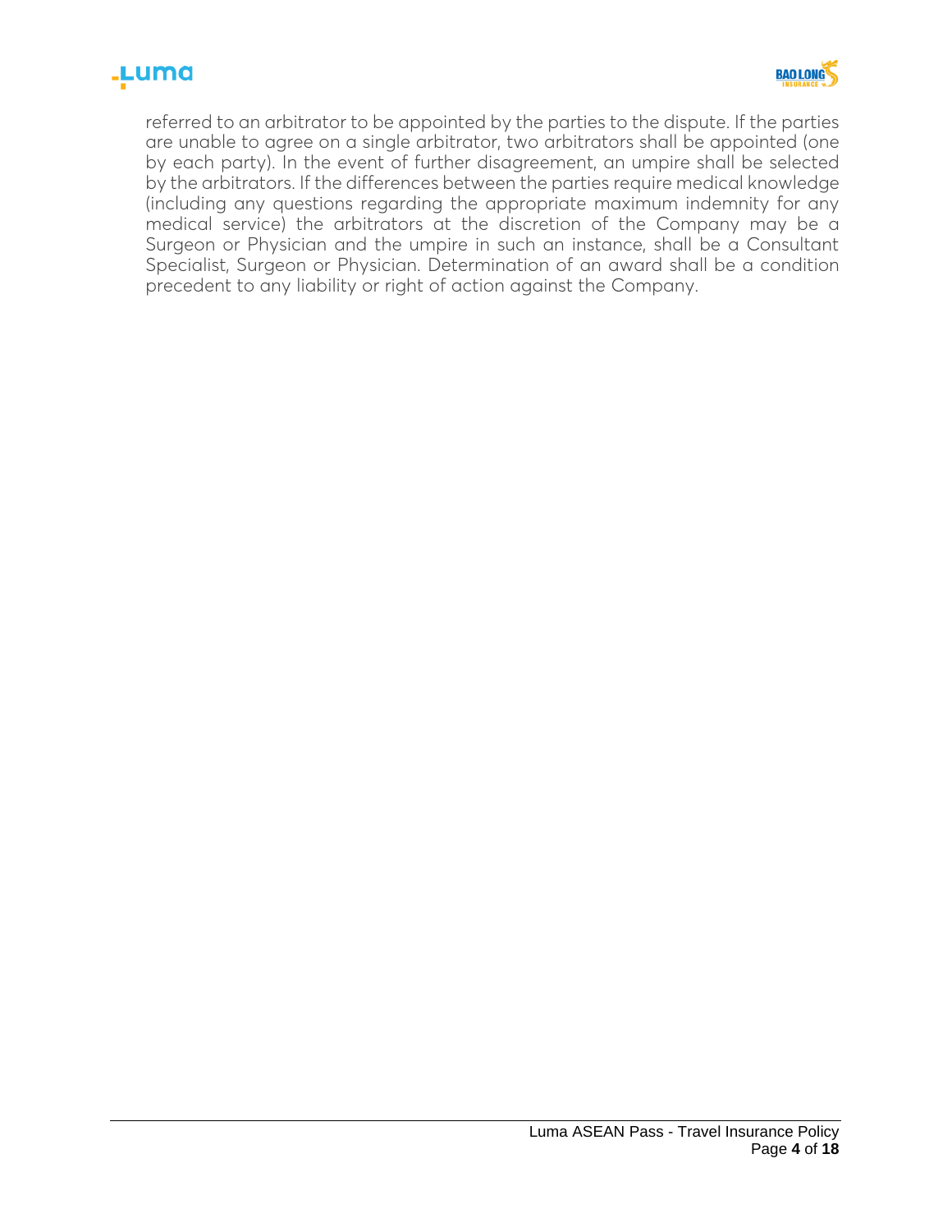referred to an arbitrator to be appointed by the parties to the dispute. If the parties are unable to agree on a single arbitrator, two arbitrators shall be appointed (one by each party). In the event of further disagreement, an umpire shall be selected by the arbitrators. If the differences between the parties require medical knowledge (including any questions regarding the appropriate maximum indemnity for any medical service) the arbitrators at the discretion of the Company may be a Surgeon or Physician and the umpire in such an instance, shall be a Consultant Specialist, Surgeon or Physician. Determination of an award shall be a condition precedent to any liability or right of action against the Company.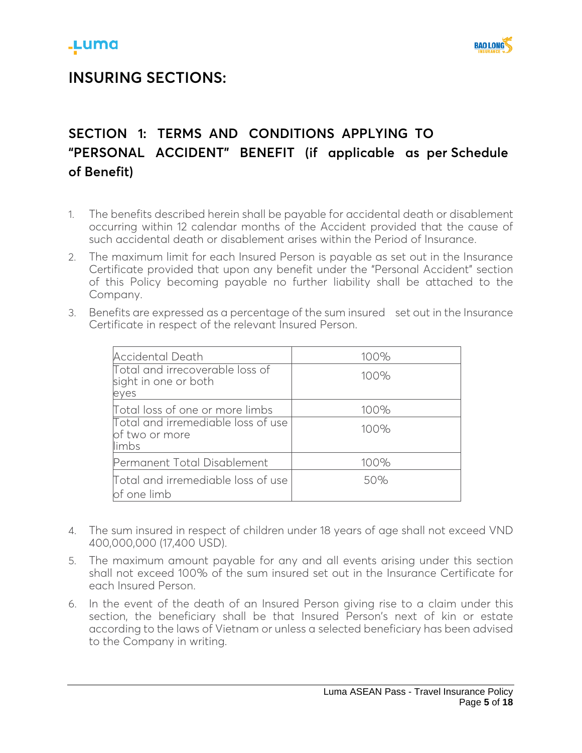# INSURING SECTIONS:

## SECTION 1: TERMS AND CONDITIONS APPLYING TO "PERSONAL ACCIDENT" BENEFIT (if applicable as per Schedule of Benefit)

1. The benefits described herein shall be payable for accidental death or disablement occurring within 12 calendar months of the Accident provided that the cause of such accidental death or disablement arises within the Period of Insurance.
2. The maximum limit for each Insured Person is payable as set out in the Insurance Certificate provided that upon any benefit under the "Personal Accident" section of this Policy becoming payable no further liability shall be attached to the Company.
3. Benefits are expressed as a percentage of the sum insured set out in the Insurance Certificate in respect of the relevant Insured Person.

| | |
|---|---|
| Accidental Death | 100% |
| Total and irrecoverable loss of sight in one or both eyes | 100% |
| Total loss of one or more limbs | 100% |
| Total and irremediable loss of use of two or more limbs | 100% |
| Permanent Total Disablement | 100% |
| Total and irremediable loss of use of one limb | 50% |

4. The sum insured in respect of children under 18 years of age shall not exceed VND 400,000,000 (17,400 USD).
5. The maximum amount payable for any and all events arising under this section shall not exceed 100% of the sum insured set out in the Insurance Certificate for each Insured Person.
6. In the event of the death of an Insured Person giving rise to a claim under this section, the beneficiary shall be that Insured Person's next of kin or estate according to the laws of Vietnam or unless a selected beneficiary has been advised to the Company in writing.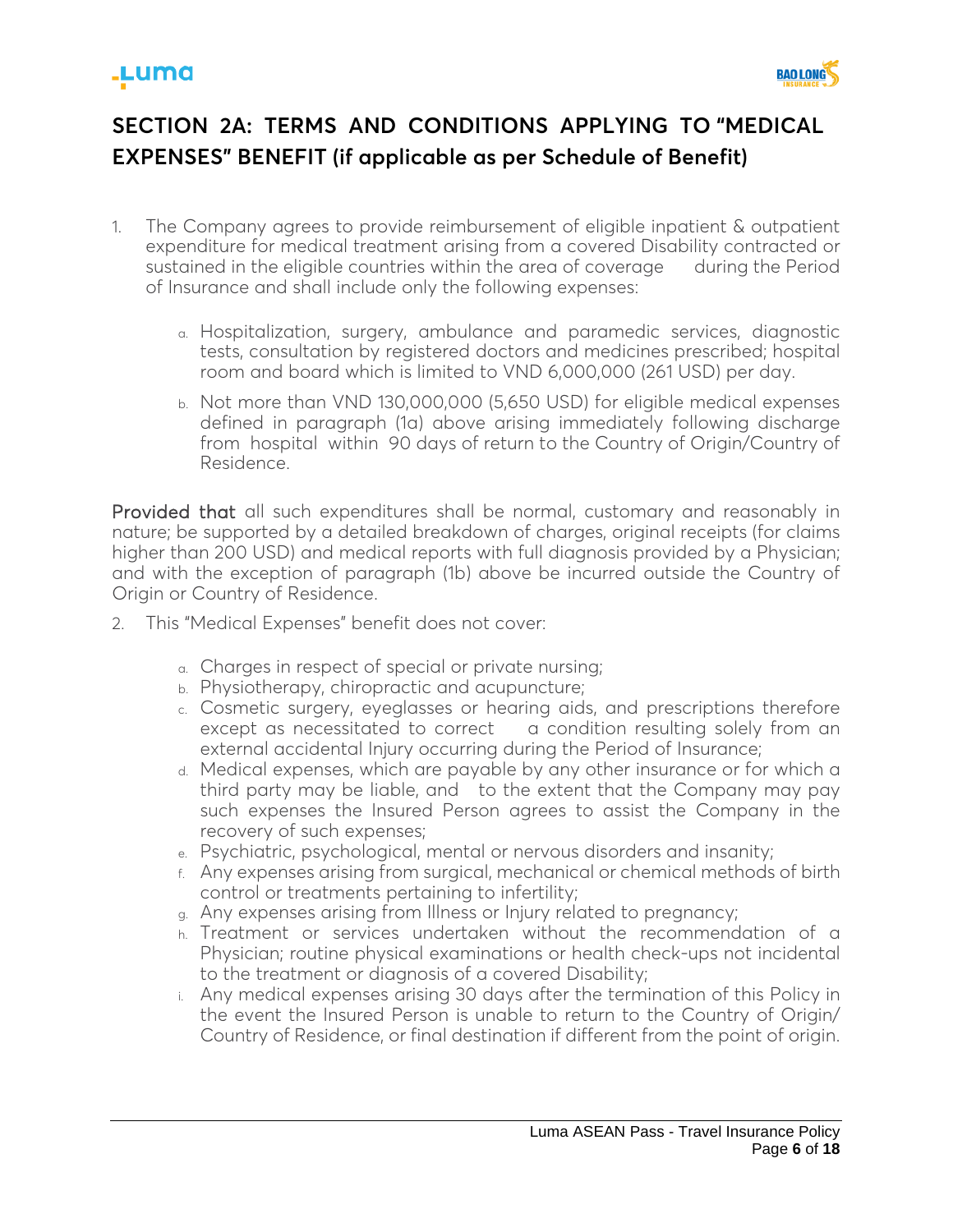## SECTION 2A: TERMS AND CONDITIONS APPLYING TO "MEDICAL EXPENSES" BENEFIT (if applicable as per Schedule of Benefit)

1. The Company agrees to provide reimbursement of eligible inpatient & outpatient expenditure for medical treatment arising from a covered Disability contracted or sustained in the eligible countries within the area of coverage during the Period of Insurance and shall include only the following expenses:

   a. Hospitalization, surgery, ambulance and paramedic services, diagnostic tests, consultation by registered doctors and medicines prescribed; hospital room and board which is limited to VND 6,000,000 (261 USD) per day.

   b. Not more than VND 130,000,000 (5,650 USD) for eligible medical expenses defined in paragraph (1a) above arising immediately following discharge from hospital within 90 days of return to the Country of Origin/Country of Residence.

**Provided that** all such expenditures shall be normal, customary and reasonably in nature; be supported by a detailed breakdown of charges, original receipts (for claims higher than 200 USD) and medical reports with full diagnosis provided by a Physician; and with the exception of paragraph (1b) above be incurred outside the Country of Origin or Country of Residence.

2. This "Medical Expenses" benefit does not cover:

   a. Charges in respect of special or private nursing;
   b. Physiotherapy, chiropractic and acupuncture;
   c. Cosmetic surgery, eyeglasses or hearing aids, and prescriptions therefore except as necessitated to correct a condition resulting solely from an external accidental Injury occurring during the Period of Insurance;
   d. Medical expenses, which are payable by any other insurance or for which a third party may be liable, and to the extent that the Company may pay such expenses the Insured Person agrees to assist the Company in the recovery of such expenses;
   e. Psychiatric, psychological, mental or nervous disorders and insanity;
   f. Any expenses arising from surgical, mechanical or chemical methods of birth control or treatments pertaining to infertility;
   g. Any expenses arising from Illness or Injury related to pregnancy;
   h. Treatment or services undertaken without the recommendation of a Physician; routine physical examinations or health check-ups not incidental to the treatment or diagnosis of a covered Disability;
   i. Any medical expenses arising 30 days after the termination of this Policy in the event the Insured Person is unable to return to the Country of Origin/ Country of Residence, or final destination if different from the point of origin.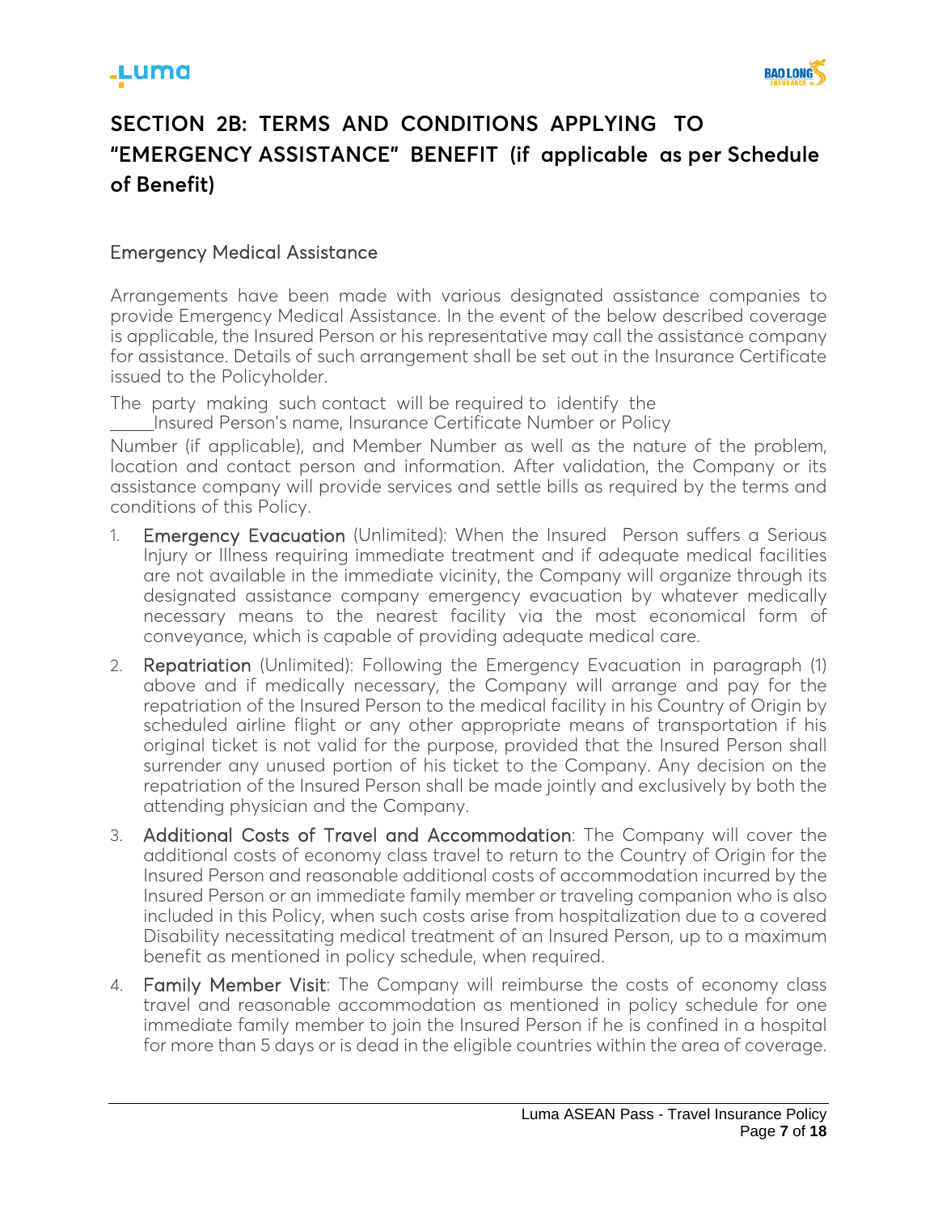## SECTION 2B: TERMS AND CONDITIONS APPLYING TO "EMERGENCY ASSISTANCE" BENEFIT (if applicable as per Schedule of Benefit)

### Emergency Medical Assistance

Arrangements have been made with various designated assistance companies to provide Emergency Medical Assistance. In the event of the below described coverage is applicable, the Insured Person or his representative may call the assistance company for assistance. Details of such arrangement shall be set out in the Insurance Certificate issued to the Policyholder.

The party making such contact will be required to identify the Insured Person's name, Insurance Certificate Number or Policy Number (if applicable), and Member Number as well as the nature of the problem, location and contact person and information. After validation, the Company or its assistance company will provide services and settle bills as required by the terms and conditions of this Policy.

1. **Emergency Evacuation** (Unlimited): When the Insured Person suffers a Serious Injury or Illness requiring immediate treatment and if adequate medical facilities are not available in the immediate vicinity, the Company will organize through its designated assistance company emergency evacuation by whatever medically necessary means to the nearest facility via the most economical form of conveyance, which is capable of providing adequate medical care.
2. **Repatriation** (Unlimited): Following the Emergency Evacuation in paragraph (1) above and if medically necessary, the Company will arrange and pay for the repatriation of the Insured Person to the medical facility in his Country of Origin by scheduled airline flight or any other appropriate means of transportation if his original ticket is not valid for the purpose, provided that the Insured Person shall surrender any unused portion of his ticket to the Company. Any decision on the repatriation of the Insured Person shall be made jointly and exclusively by both the attending physician and the Company.
3. **Additional Costs of Travel and Accommodation**: The Company will cover the additional costs of economy class travel to return to the Country of Origin for the Insured Person and reasonable additional costs of accommodation incurred by the Insured Person or an immediate family member or traveling companion who is also included in this Policy, when such costs arise from hospitalization due to a covered Disability necessitating medical treatment of an Insured Person, up to a maximum benefit as mentioned in policy schedule, when required.
4. **Family Member Visit**: The Company will reimburse the costs of economy class travel and reasonable accommodation as mentioned in policy schedule for one immediate family member to join the Insured Person if he is confined in a hospital for more than 5 days or is dead in the eligible countries within the area of coverage.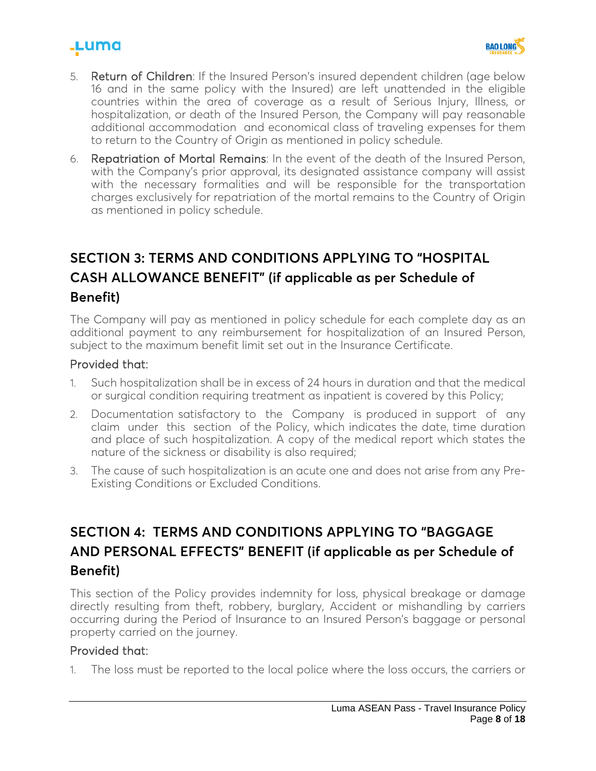5. **Return of Children**: If the Insured Person's insured dependent children (age below 16 and in the same policy with the Insured) are left unattended in the eligible countries within the area of coverage as a result of Serious Injury, Illness, or hospitalization, or death of the Insured Person, the Company will pay reasonable additional accommodation and economical class of traveling expenses for them to return to the Country of Origin as mentioned in policy schedule.
6. **Repatriation of Mortal Remains**: In the event of the death of the Insured Person, with the Company's prior approval, its designated assistance company will assist with the necessary formalities and will be responsible for the transportation charges exclusively for repatriation of the mortal remains to the Country of Origin as mentioned in policy schedule.

## SECTION 3: TERMS AND CONDITIONS APPLYING TO "HOSPITAL CASH ALLOWANCE BENEFIT" (if applicable as per Schedule of Benefit)

The Company will pay as mentioned in policy schedule for each complete day as an additional payment to any reimbursement for hospitalization of an Insured Person, subject to the maximum benefit limit set out in the Insurance Certificate.

Provided that:

1. Such hospitalization shall be in excess of 24 hours in duration and that the medical or surgical condition requiring treatment as inpatient is covered by this Policy;
2. Documentation satisfactory to the Company is produced in support of any claim under this section of the Policy, which indicates the date, time duration and place of such hospitalization. A copy of the medical report which states the nature of the sickness or disability is also required;
3. The cause of such hospitalization is an acute one and does not arise from any Pre-Existing Conditions or Excluded Conditions.

## SECTION 4: TERMS AND CONDITIONS APPLYING TO "BAGGAGE AND PERSONAL EFFECTS" BENEFIT (if applicable as per Schedule of Benefit)

This section of the Policy provides indemnity for loss, physical breakage or damage directly resulting from theft, robbery, burglary, Accident or mishandling by carriers occurring during the Period of Insurance to an Insured Person's baggage or personal property carried on the journey.

Provided that:

1. The loss must be reported to the local police where the loss occurs, the carriers or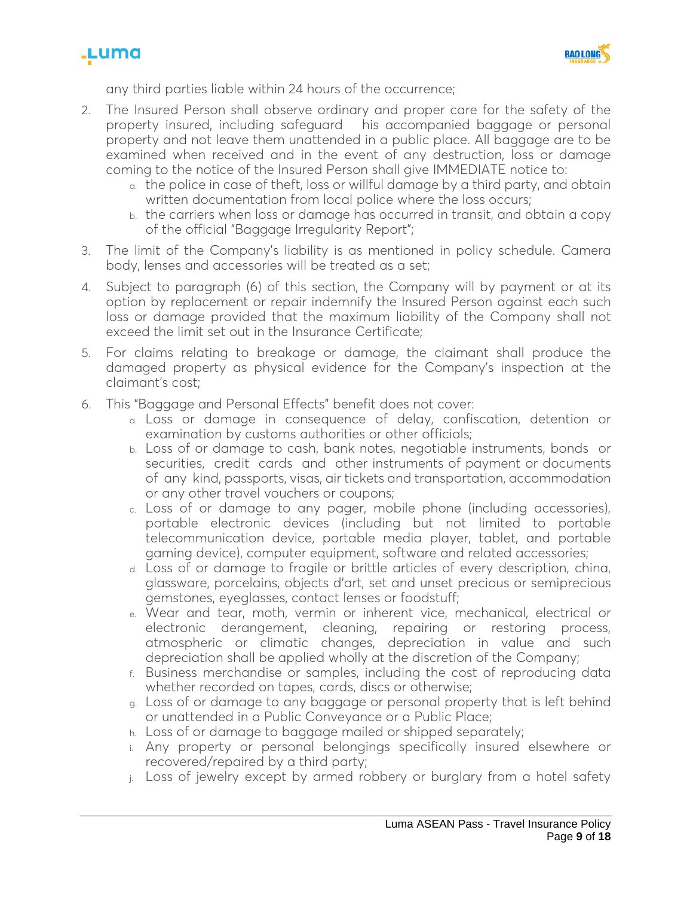any third parties liable within 24 hours of the occurrence;

2. The Insured Person shall observe ordinary and proper care for the safety of the property insured, including safeguard his accompanied baggage or personal property and not leave them unattended in a public place. All baggage are to be examined when received and in the event of any destruction, loss or damage coming to the notice of the Insured Person shall give IMMEDIATE notice to:
   a. the police in case of theft, loss or willful damage by a third party, and obtain written documentation from local police where the loss occurs;
   b. the carriers when loss or damage has occurred in transit, and obtain a copy of the official "Baggage Irregularity Report";

3. The limit of the Company's liability is as mentioned in policy schedule. Camera body, lenses and accessories will be treated as a set;

4. Subject to paragraph (6) of this section, the Company will by payment or at its option by replacement or repair indemnify the Insured Person against each such loss or damage provided that the maximum liability of the Company shall not exceed the limit set out in the Insurance Certificate;

5. For claims relating to breakage or damage, the claimant shall produce the damaged property as physical evidence for the Company's inspection at the claimant's cost;

6. This "Baggage and Personal Effects" benefit does not cover:
   a. Loss or damage in consequence of delay, confiscation, detention or examination by customs authorities or other officials;
   b. Loss of or damage to cash, bank notes, negotiable instruments, bonds or securities, credit cards and other instruments of payment or documents of any kind, passports, visas, air tickets and transportation, accommodation or any other travel vouchers or coupons;
   c. Loss of or damage to any pager, mobile phone (including accessories), portable electronic devices (including but not limited to portable telecommunication device, portable media player, tablet, and portable gaming device), computer equipment, software and related accessories;
   d. Loss of or damage to fragile or brittle articles of every description, china, glassware, porcelains, objects d'art, set and unset precious or semiprecious gemstones, eyeglasses, contact lenses or foodstuff;
   e. Wear and tear, moth, vermin or inherent vice, mechanical, electrical or electronic derangement, cleaning, repairing or restoring process, atmospheric or climatic changes, depreciation in value and such depreciation shall be applied wholly at the discretion of the Company;
   f. Business merchandise or samples, including the cost of reproducing data whether recorded on tapes, cards, discs or otherwise;
   g. Loss of or damage to any baggage or personal property that is left behind or unattended in a Public Conveyance or a Public Place;
   h. Loss of or damage to baggage mailed or shipped separately;
   i. Any property or personal belongings specifically insured elsewhere or recovered/repaired by a third party;
   j. Loss of jewelry except by armed robbery or burglary from a hotel safety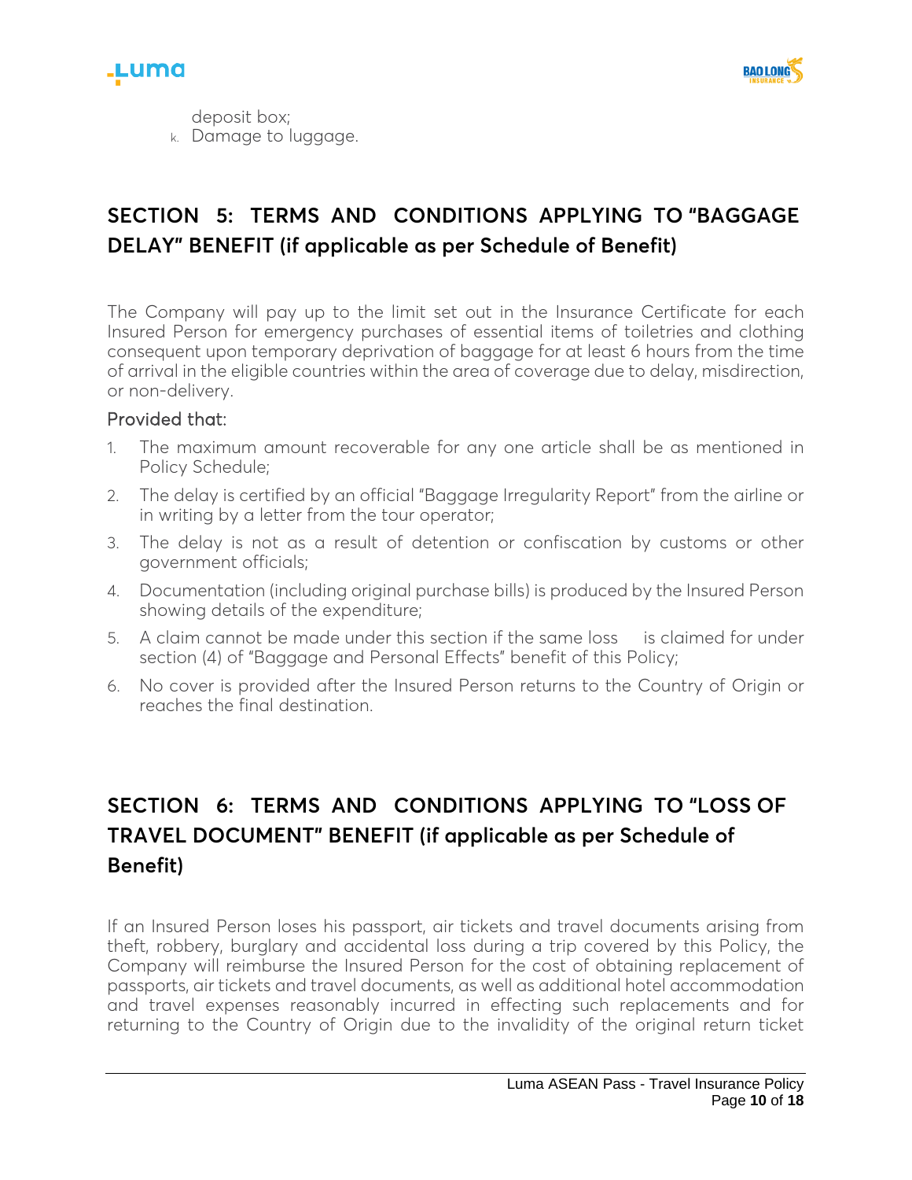deposit box;

k. Damage to luggage.

## SECTION 5: TERMS AND CONDITIONS APPLYING TO "BAGGAGE DELAY" BENEFIT (if applicable as per Schedule of Benefit)

The Company will pay up to the limit set out in the Insurance Certificate for each Insured Person for emergency purchases of essential items of toiletries and clothing consequent upon temporary deprivation of baggage for at least 6 hours from the time of arrival in the eligible countries within the area of coverage due to delay, misdirection, or non-delivery.

Provided that:

1. The maximum amount recoverable for any one article shall be as mentioned in Policy Schedule;
2. The delay is certified by an official "Baggage Irregularity Report" from the airline or in writing by a letter from the tour operator;
3. The delay is not as a result of detention or confiscation by customs or other government officials;
4. Documentation (including original purchase bills) is produced by the Insured Person showing details of the expenditure;
5. A claim cannot be made under this section if the same loss is claimed for under section (4) of "Baggage and Personal Effects" benefit of this Policy;
6. No cover is provided after the Insured Person returns to the Country of Origin or reaches the final destination.

## SECTION 6: TERMS AND CONDITIONS APPLYING TO "LOSS OF TRAVEL DOCUMENT" BENEFIT (if applicable as per Schedule of Benefit)

If an Insured Person loses his passport, air tickets and travel documents arising from theft, robbery, burglary and accidental loss during a trip covered by this Policy, the Company will reimburse the Insured Person for the cost of obtaining replacement of passports, air tickets and travel documents, as well as additional hotel accommodation and travel expenses reasonably incurred in effecting such replacements and for returning to the Country of Origin due to the invalidity of the original return ticket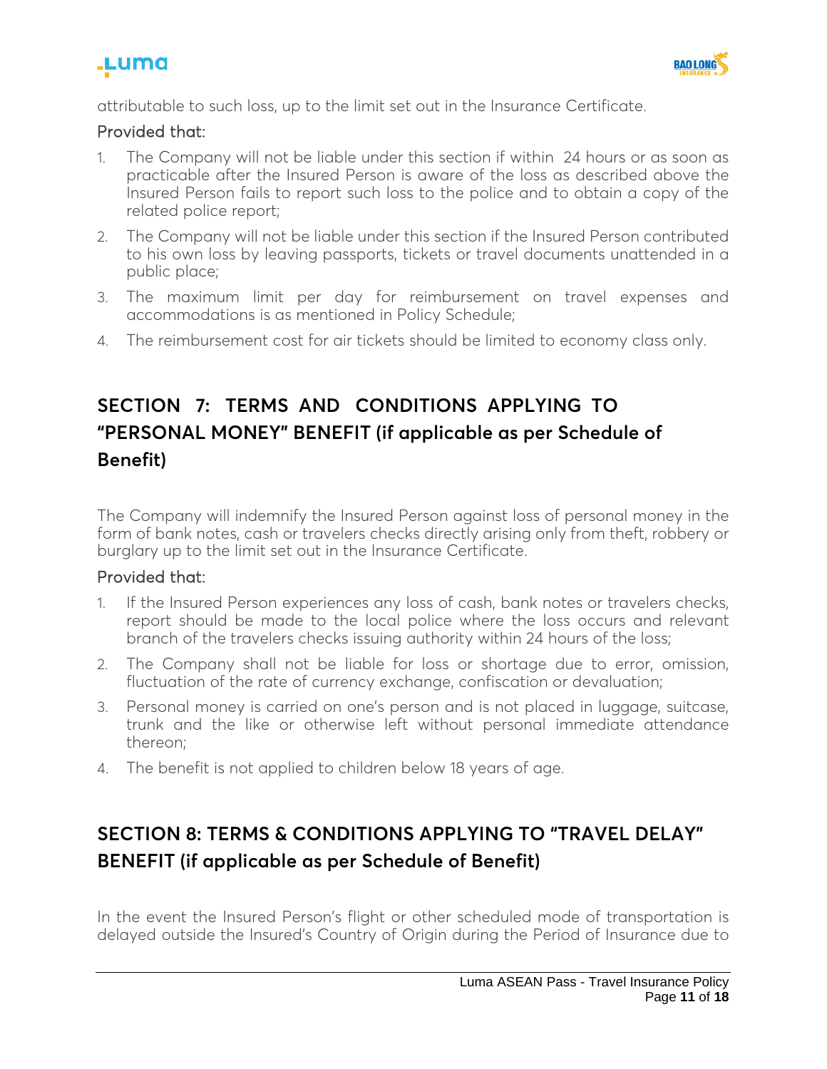attributable to such loss, up to the limit set out in the Insurance Certificate.

Provided that:

1. The Company will not be liable under this section if within 24 hours or as soon as practicable after the Insured Person is aware of the loss as described above the Insured Person fails to report such loss to the police and to obtain a copy of the related police report;
2. The Company will not be liable under this section if the Insured Person contributed to his own loss by leaving passports, tickets or travel documents unattended in a public place;
3. The maximum limit per day for reimbursement on travel expenses and accommodations is as mentioned in Policy Schedule;
4. The reimbursement cost for air tickets should be limited to economy class only.

## SECTION 7: TERMS AND CONDITIONS APPLYING TO "PERSONAL MONEY" BENEFIT (if applicable as per Schedule of Benefit)

The Company will indemnify the Insured Person against loss of personal money in the form of bank notes, cash or travelers checks directly arising only from theft, robbery or burglary up to the limit set out in the Insurance Certificate.

Provided that:

1. If the Insured Person experiences any loss of cash, bank notes or travelers checks, report should be made to the local police where the loss occurs and relevant branch of the travelers checks issuing authority within 24 hours of the loss;
2. The Company shall not be liable for loss or shortage due to error, omission, fluctuation of the rate of currency exchange, confiscation or devaluation;
3. Personal money is carried on one's person and is not placed in luggage, suitcase, trunk and the like or otherwise left without personal immediate attendance thereon;
4. The benefit is not applied to children below 18 years of age.

## SECTION 8: TERMS & CONDITIONS APPLYING TO "TRAVEL DELAY" BENEFIT (if applicable as per Schedule of Benefit)

In the event the Insured Person's flight or other scheduled mode of transportation is delayed outside the Insured's Country of Origin during the Period of Insurance due to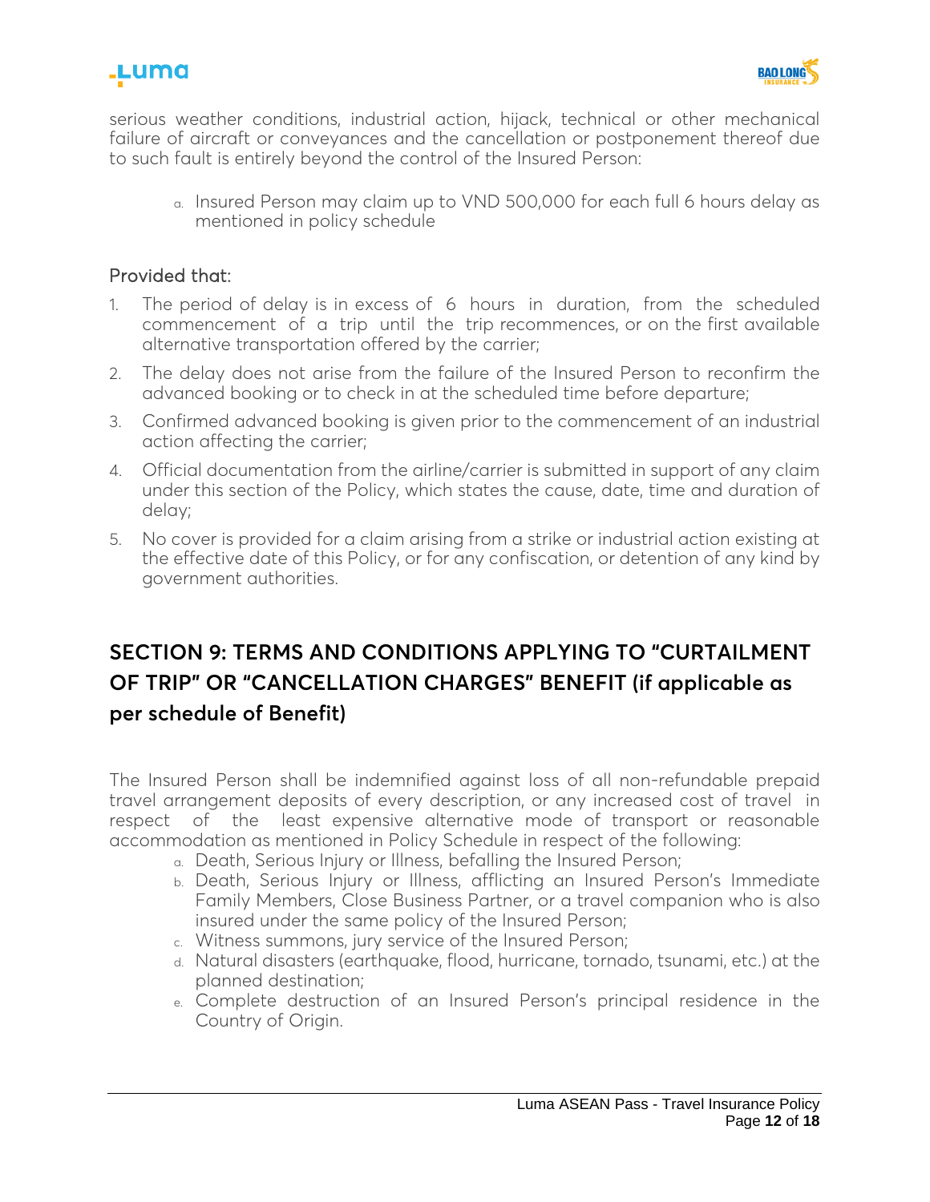serious weather conditions, industrial action, hijack, technical or other mechanical failure of aircraft or conveyances and the cancellation or postponement thereof due to such fault is entirely beyond the control of the Insured Person:

a. Insured Person may claim up to VND 500,000 for each full 6 hours delay as mentioned in policy schedule

Provided that:

1. The period of delay is in excess of 6 hours in duration, from the scheduled commencement of a trip until the trip recommences, or on the first available alternative transportation offered by the carrier;
2. The delay does not arise from the failure of the Insured Person to reconfirm the advanced booking or to check in at the scheduled time before departure;
3. Confirmed advanced booking is given prior to the commencement of an industrial action affecting the carrier;
4. Official documentation from the airline/carrier is submitted in support of any claim under this section of the Policy, which states the cause, date, time and duration of delay;
5. No cover is provided for a claim arising from a strike or industrial action existing at the effective date of this Policy, or for any confiscation, or detention of any kind by government authorities.

## SECTION 9: TERMS AND CONDITIONS APPLYING TO "CURTAILMENT OF TRIP" OR "CANCELLATION CHARGES" BENEFIT (if applicable as per schedule of Benefit)

The Insured Person shall be indemnified against loss of all non-refundable prepaid travel arrangement deposits of every description, or any increased cost of travel in respect of the least expensive alternative mode of transport or reasonable accommodation as mentioned in Policy Schedule in respect of the following:

a. Death, Serious Injury or Illness, befalling the Insured Person;
b. Death, Serious Injury or Illness, afflicting an Insured Person's Immediate Family Members, Close Business Partner, or a travel companion who is also insured under the same policy of the Insured Person;
c. Witness summons, jury service of the Insured Person;
d. Natural disasters (earthquake, flood, hurricane, tornado, tsunami, etc.) at the planned destination;
e. Complete destruction of an Insured Person's principal residence in the Country of Origin.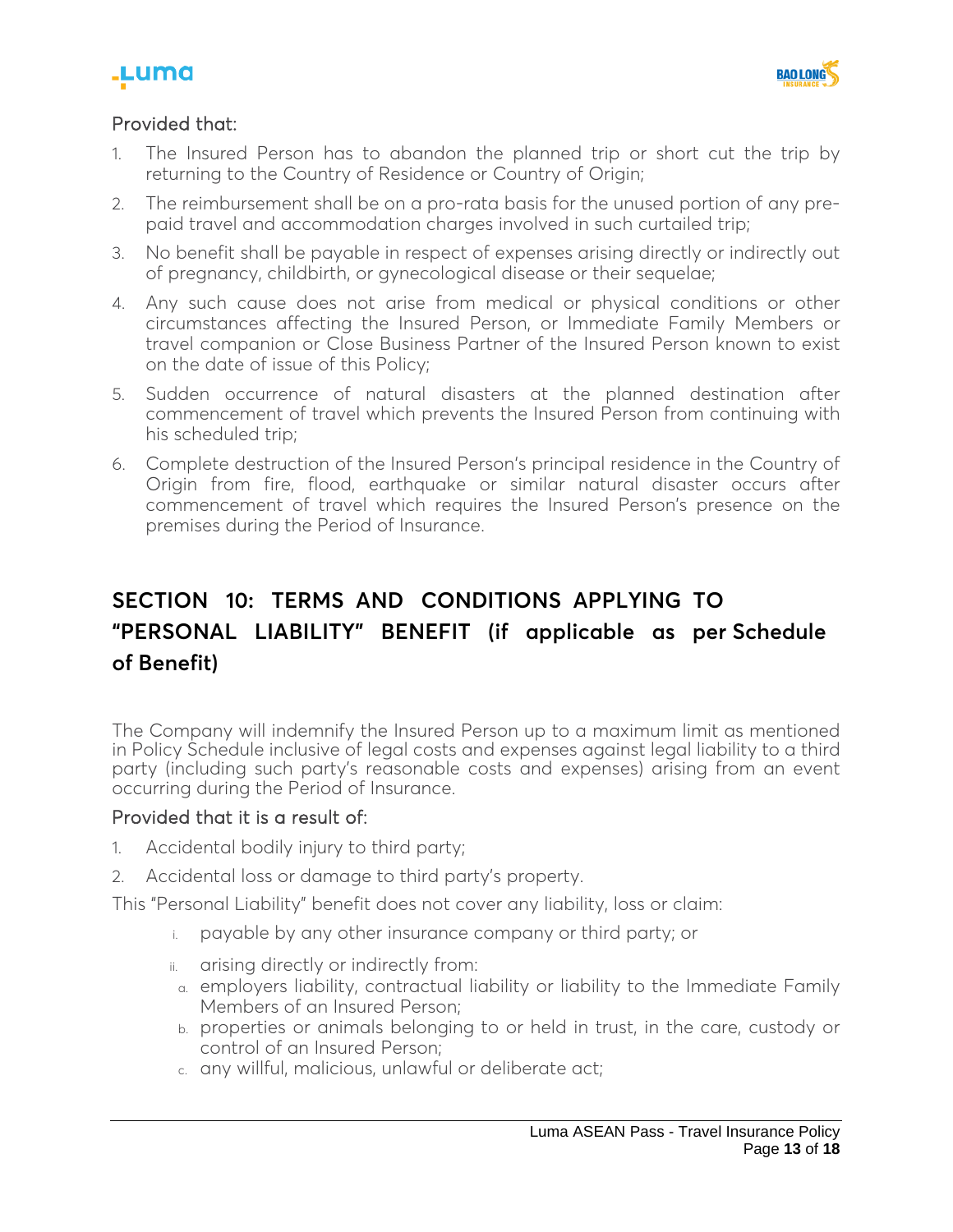Provided that:

1. The Insured Person has to abandon the planned trip or short cut the trip by returning to the Country of Residence or Country of Origin;
2. The reimbursement shall be on a pro-rata basis for the unused portion of any pre-paid travel and accommodation charges involved in such curtailed trip;
3. No benefit shall be payable in respect of expenses arising directly or indirectly out of pregnancy, childbirth, or gynecological disease or their sequelae;
4. Any such cause does not arise from medical or physical conditions or other circumstances affecting the Insured Person, or Immediate Family Members or travel companion or Close Business Partner of the Insured Person known to exist on the date of issue of this Policy;
5. Sudden occurrence of natural disasters at the planned destination after commencement of travel which prevents the Insured Person from continuing with his scheduled trip;
6. Complete destruction of the Insured Person's principal residence in the Country of Origin from fire, flood, earthquake or similar natural disaster occurs after commencement of travel which requires the Insured Person's presence on the premises during the Period of Insurance.

## SECTION 10: TERMS AND CONDITIONS APPLYING TO "PERSONAL LIABILITY" BENEFIT (if applicable as per Schedule of Benefit)

The Company will indemnify the Insured Person up to a maximum limit as mentioned in Policy Schedule inclusive of legal costs and expenses against legal liability to a third party (including such party's reasonable costs and expenses) arising from an event occurring during the Period of Insurance.

Provided that it is a result of:

1. Accidental bodily injury to third party;
2. Accidental loss or damage to third party's property.

This "Personal Liability" benefit does not cover any liability, loss or claim:

i. payable by any other insurance company or third party; or

ii. arising directly or indirectly from:
   a. employers liability, contractual liability or liability to the Immediate Family Members of an Insured Person;
   b. properties or animals belonging to or held in trust, in the care, custody or control of an Insured Person;
   c. any willful, malicious, unlawful or deliberate act;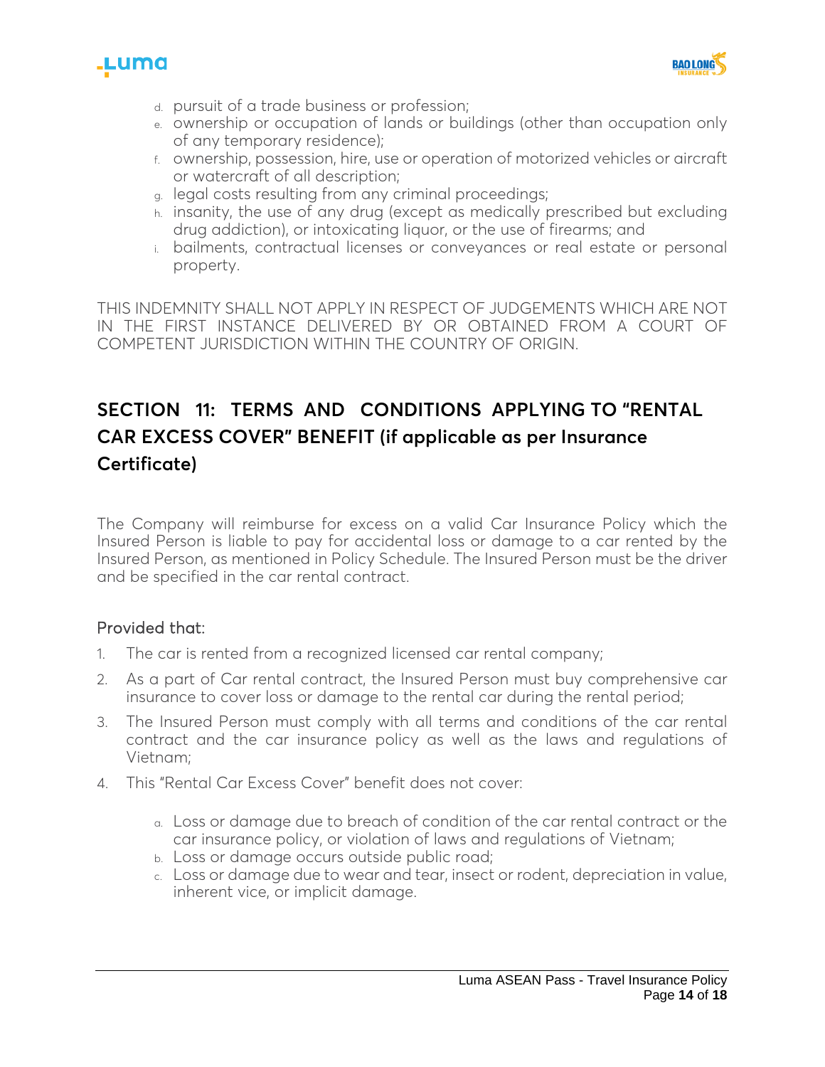d. pursuit of a trade business or profession;
e. ownership or occupation of lands or buildings (other than occupation only of any temporary residence);
f. ownership, possession, hire, use or operation of motorized vehicles or aircraft or watercraft of all description;
g. legal costs resulting from any criminal proceedings;
h. insanity, the use of any drug (except as medically prescribed but excluding drug addiction), or intoxicating liquor, or the use of firearms; and
i. bailments, contractual licenses or conveyances or real estate or personal property.

THIS INDEMNITY SHALL NOT APPLY IN RESPECT OF JUDGEMENTS WHICH ARE NOT IN THE FIRST INSTANCE DELIVERED BY OR OBTAINED FROM A COURT OF COMPETENT JURISDICTION WITHIN THE COUNTRY OF ORIGIN.

## SECTION 11: TERMS AND CONDITIONS APPLYING TO "RENTAL CAR EXCESS COVER" BENEFIT (if applicable as per Insurance Certificate)

The Company will reimburse for excess on a valid Car Insurance Policy which the Insured Person is liable to pay for accidental loss or damage to a car rented by the Insured Person, as mentioned in Policy Schedule. The Insured Person must be the driver and be specified in the car rental contract.

Provided that:

1. The car is rented from a recognized licensed car rental company;
2. As a part of Car rental contract, the Insured Person must buy comprehensive car insurance to cover loss or damage to the rental car during the rental period;
3. The Insured Person must comply with all terms and conditions of the car rental contract and the car insurance policy as well as the laws and regulations of Vietnam;
4. This "Rental Car Excess Cover" benefit does not cover:

   a. Loss or damage due to breach of condition of the car rental contract or the car insurance policy, or violation of laws and regulations of Vietnam;
   b. Loss or damage occurs outside public road;
   c. Loss or damage due to wear and tear, insect or rodent, depreciation in value, inherent vice, or implicit damage.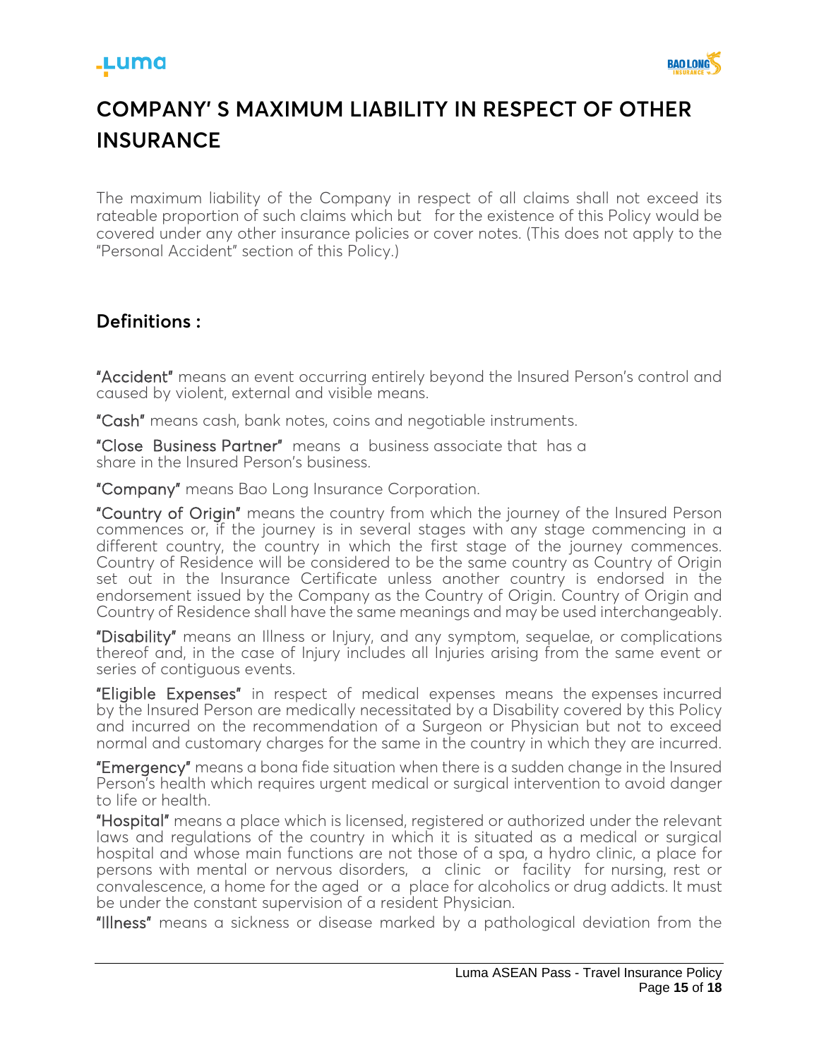# COMPANY' S MAXIMUM LIABILITY IN RESPECT OF OTHER INSURANCE

The maximum liability of the Company in respect of all claims shall not exceed its rateable proportion of such claims which but for the existence of this Policy would be covered under any other insurance policies or cover notes. (This does not apply to the "Personal Accident" section of this Policy.)

## Definitions :

**"Accident"** means an event occurring entirely beyond the Insured Person's control and caused by violent, external and visible means.

**"Cash"** means cash, bank notes, coins and negotiable instruments.

**"Close Business Partner"** means a business associate that has a share in the Insured Person's business.

**"Company"** means Bao Long Insurance Corporation.

**"Country of Origin"** means the country from which the journey of the Insured Person commences or, if the journey is in several stages with any stage commencing in a different country, the country in which the first stage of the journey commences. Country of Residence will be considered to be the same country as Country of Origin set out in the Insurance Certificate unless another country is endorsed in the endorsement issued by the Company as the Country of Origin. Country of Origin and Country of Residence shall have the same meanings and may be used interchangeably.

**"Disability"** means an Illness or Injury, and any symptom, sequelae, or complications thereof and, in the case of Injury includes all Injuries arising from the same event or series of contiguous events.

**"Eligible Expenses"** in respect of medical expenses means the expenses incurred by the Insured Person are medically necessitated by a Disability covered by this Policy and incurred on the recommendation of a Surgeon or Physician but not to exceed normal and customary charges for the same in the country in which they are incurred.

**"Emergency"** means a bona fide situation when there is a sudden change in the Insured Person's health which requires urgent medical or surgical intervention to avoid danger to life or health.

**"Hospital"** means a place which is licensed, registered or authorized under the relevant laws and regulations of the country in which it is situated as a medical or surgical hospital and whose main functions are not those of a spa, a hydro clinic, a place for persons with mental or nervous disorders, a clinic or facility for nursing, rest or convalescence, a home for the aged or a place for alcoholics or drug addicts. It must be under the constant supervision of a resident Physician.

**"Illness"** means a sickness or disease marked by a pathological deviation from the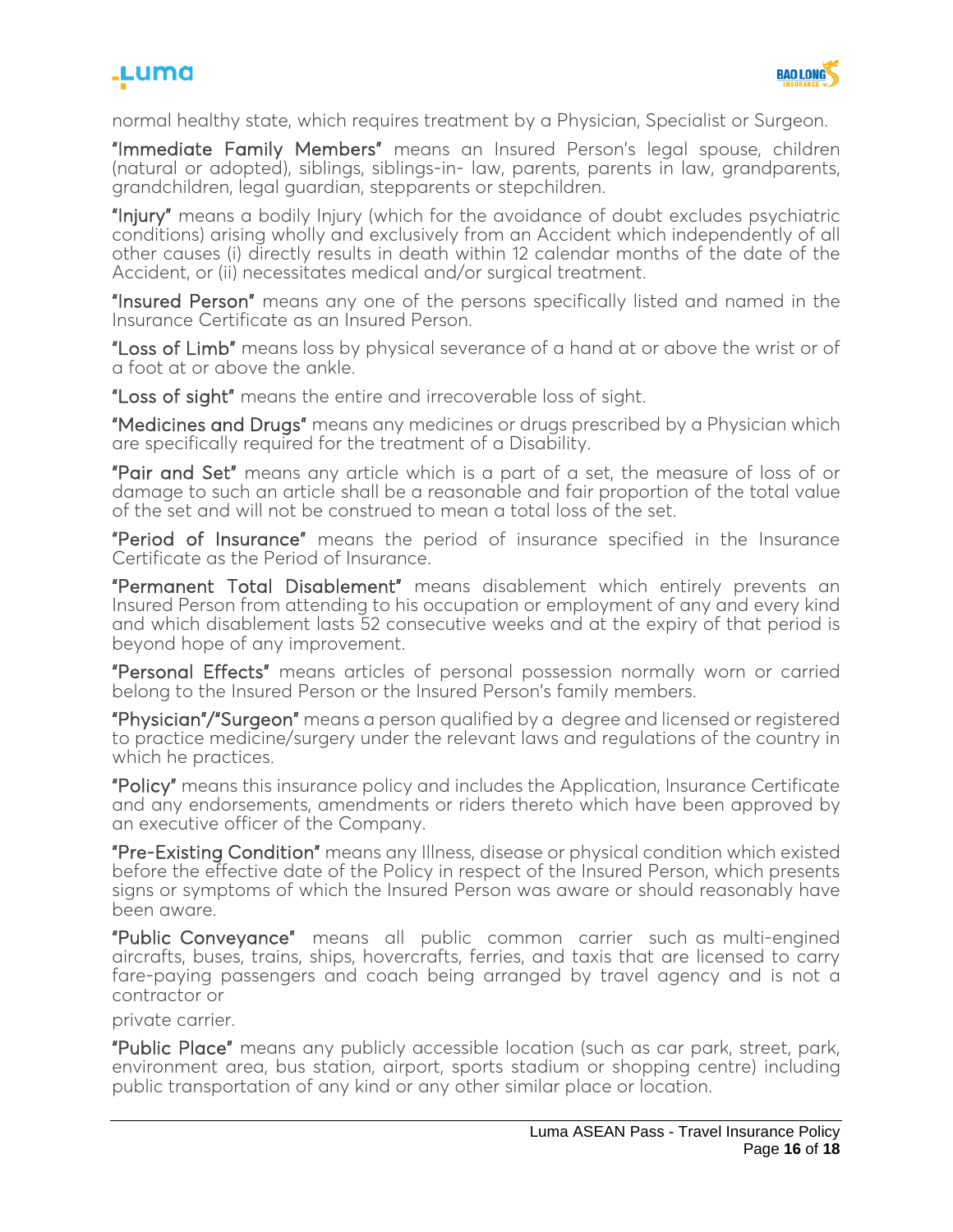normal healthy state, which requires treatment by a Physician, Specialist or Surgeon.

**"Immediate Family Members"** means an Insured Person's legal spouse, children (natural or adopted), siblings, siblings-in- law, parents, parents in law, grandparents, grandchildren, legal guardian, stepparents or stepchildren.

**"Injury"** means a bodily Injury (which for the avoidance of doubt excludes psychiatric conditions) arising wholly and exclusively from an Accident which independently of all other causes (i) directly results in death within 12 calendar months of the date of the Accident, or (ii) necessitates medical and/or surgical treatment.

**"Insured Person"** means any one of the persons specifically listed and named in the Insurance Certificate as an Insured Person.

**"Loss of Limb"** means loss by physical severance of a hand at or above the wrist or of a foot at or above the ankle.

**"Loss of sight"** means the entire and irrecoverable loss of sight.

**"Medicines and Drugs"** means any medicines or drugs prescribed by a Physician which are specifically required for the treatment of a Disability.

**"Pair and Set"** means any article which is a part of a set, the measure of loss of or damage to such an article shall be a reasonable and fair proportion of the total value of the set and will not be construed to mean a total loss of the set.

**"Period of Insurance"** means the period of insurance specified in the Insurance Certificate as the Period of Insurance.

**"Permanent Total Disablement"** means disablement which entirely prevents an Insured Person from attending to his occupation or employment of any and every kind and which disablement lasts 52 consecutive weeks and at the expiry of that period is beyond hope of any improvement.

**"Personal Effects"** means articles of personal possession normally worn or carried belong to the Insured Person or the Insured Person's family members.

**"Physician"/"Surgeon"** means a person qualified by a degree and licensed or registered to practice medicine/surgery under the relevant laws and regulations of the country in which he practices.

**"Policy"** means this insurance policy and includes the Application, Insurance Certificate and any endorsements, amendments or riders thereto which have been approved by an executive officer of the Company.

**"Pre-Existing Condition"** means any Illness, disease or physical condition which existed before the effective date of the Policy in respect of the Insured Person, which presents signs or symptoms of which the Insured Person was aware or should reasonably have been aware.

**"Public Conveyance"** means all public common carrier such as multi-engined aircrafts, buses, trains, ships, hovercrafts, ferries, and taxis that are licensed to carry fare-paying passengers and coach being arranged by travel agency and is not a contractor or

private carrier.

**"Public Place"** means any publicly accessible location (such as car park, street, park, environment area, bus station, airport, sports stadium or shopping centre) including public transportation of any kind or any other similar place or location.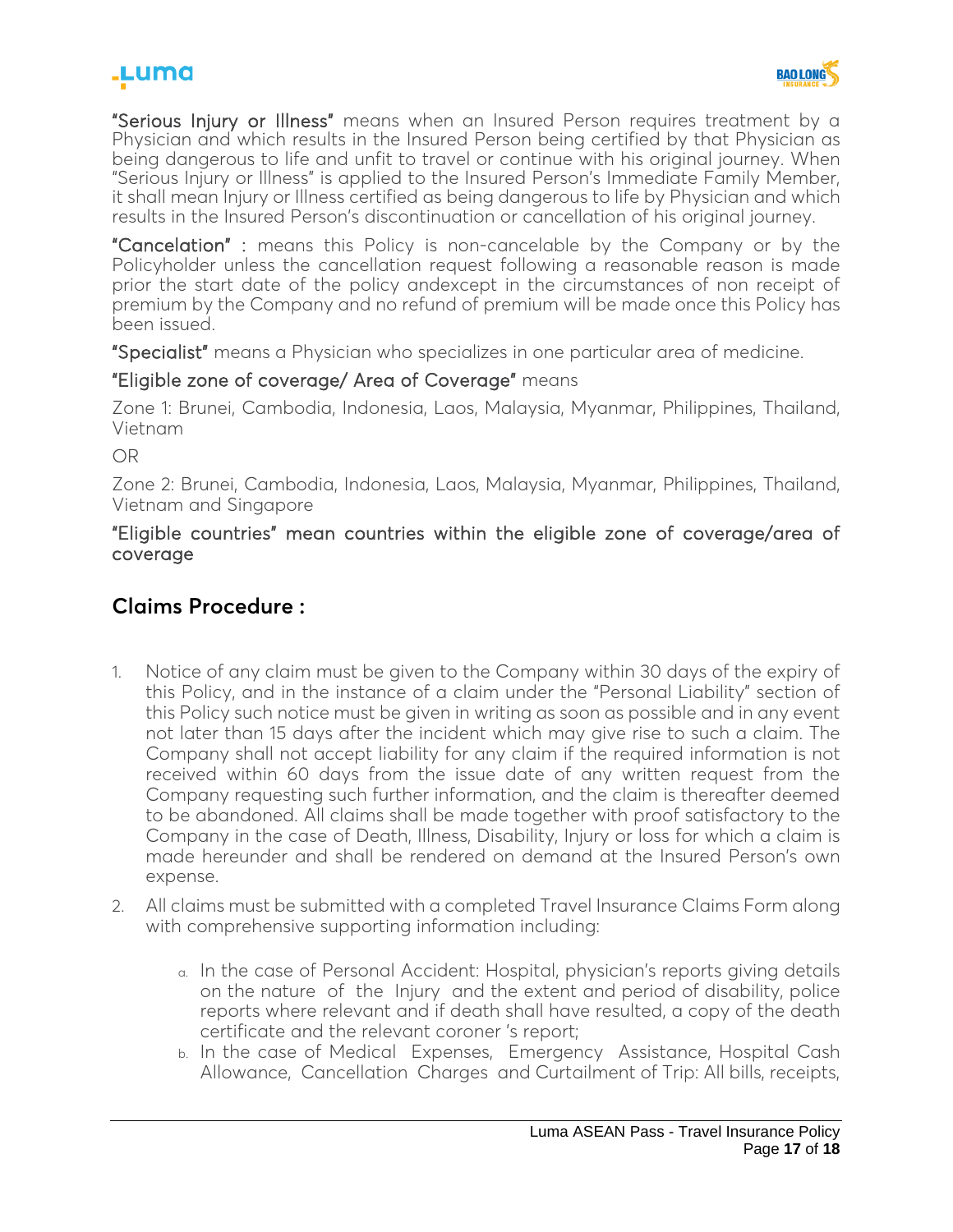**"Serious Injury or Illness"** means when an Insured Person requires treatment by a Physician and which results in the Insured Person being certified by that Physician as being dangerous to life and unfit to travel or continue with his original journey. When "Serious Injury or Illness" is applied to the Insured Person's Immediate Family Member, it shall mean Injury or Illness certified as being dangerous to life by Physician and which results in the Insured Person's discontinuation or cancellation of his original journey.

**"Cancelation"** : means this Policy is non-cancelable by the Company or by the Policyholder unless the cancellation request following a reasonable reason is made prior the start date of the policy andexcept in the circumstances of non receipt of premium by the Company and no refund of premium will be made once this Policy has been issued.

**"Specialist"** means a Physician who specializes in one particular area of medicine.

**"Eligible zone of coverage/ Area of Coverage"** means

Zone 1: Brunei, Cambodia, Indonesia, Laos, Malaysia, Myanmar, Philippines, Thailand, Vietnam

OR

Zone 2: Brunei, Cambodia, Indonesia, Laos, Malaysia, Myanmar, Philippines, Thailand, Vietnam and Singapore

**"Eligible countries" mean countries within the eligible zone of coverage/area of coverage**

## Claims Procedure :

1. Notice of any claim must be given to the Company within 30 days of the expiry of this Policy, and in the instance of a claim under the "Personal Liability" section of this Policy such notice must be given in writing as soon as possible and in any event not later than 15 days after the incident which may give rise to such a claim. The Company shall not accept liability for any claim if the required information is not received within 60 days from the issue date of any written request from the Company requesting such further information, and the claim is thereafter deemed to be abandoned. All claims shall be made together with proof satisfactory to the Company in the case of Death, Illness, Disability, Injury or loss for which a claim is made hereunder and shall be rendered on demand at the Insured Person's own expense.
2. All claims must be submitted with a completed Travel Insurance Claims Form along with comprehensive supporting information including:
   a. In the case of Personal Accident: Hospital, physician's reports giving details on the nature of the Injury and the extent and period of disability, police reports where relevant and if death shall have resulted, a copy of the death certificate and the relevant coroner 's report;
   b. In the case of Medical Expenses, Emergency Assistance, Hospital Cash Allowance, Cancellation Charges and Curtailment of Trip: All bills, receipts,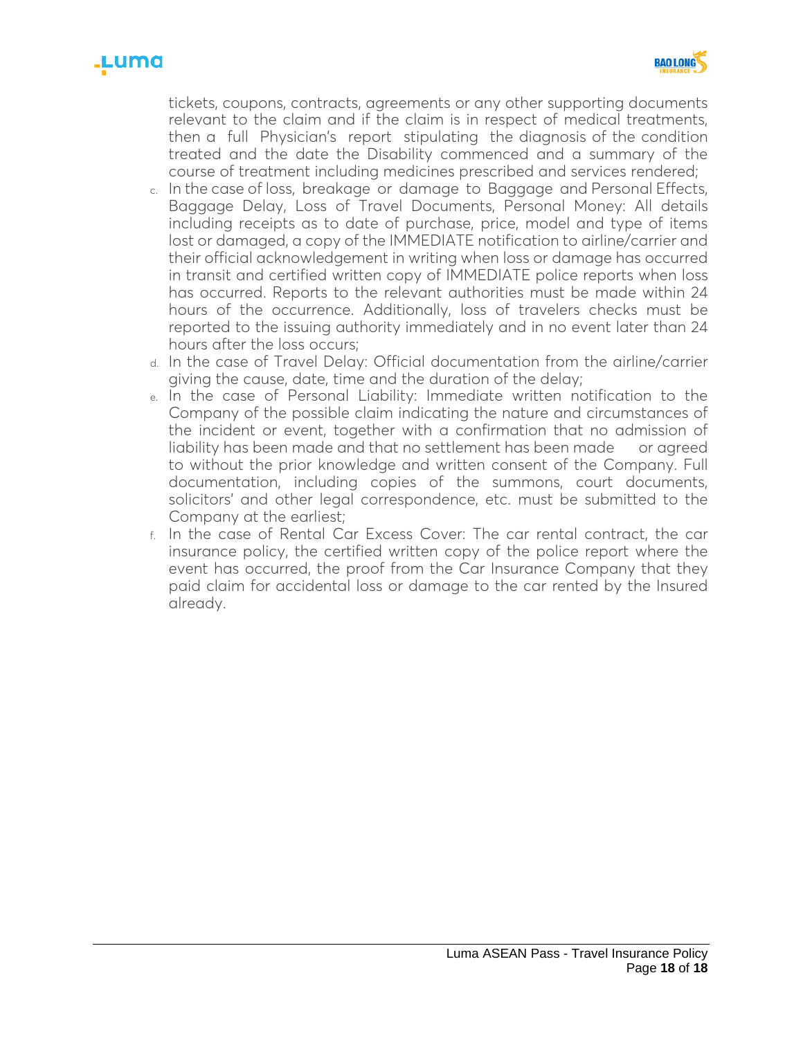tickets, coupons, contracts, agreements or any other supporting documents relevant to the claim and if the claim is in respect of medical treatments, then a full Physician's report stipulating the diagnosis of the condition treated and the date the Disability commenced and a summary of the course of treatment including medicines prescribed and services rendered;

c. In the case of loss, breakage or damage to Baggage and Personal Effects, Baggage Delay, Loss of Travel Documents, Personal Money: All details including receipts as to date of purchase, price, model and type of items lost or damaged, a copy of the IMMEDIATE notification to airline/carrier and their official acknowledgement in writing when loss or damage has occurred in transit and certified written copy of IMMEDIATE police reports when loss has occurred. Reports to the relevant authorities must be made within 24 hours of the occurrence. Additionally, loss of travelers checks must be reported to the issuing authority immediately and in no event later than 24 hours after the loss occurs;

d. In the case of Travel Delay: Official documentation from the airline/carrier giving the cause, date, time and the duration of the delay;

e. In the case of Personal Liability: Immediate written notification to the Company of the possible claim indicating the nature and circumstances of the incident or event, together with a confirmation that no admission of liability has been made and that no settlement has been made or agreed to without the prior knowledge and written consent of the Company. Full documentation, including copies of the summons, court documents, solicitors' and other legal correspondence, etc. must be submitted to the Company at the earliest;

f. In the case of Rental Car Excess Cover: The car rental contract, the car insurance policy, the certified written copy of the police report where the event has occurred, the proof from the Car Insurance Company that they paid claim for accidental loss or damage to the car rented by the Insured already.